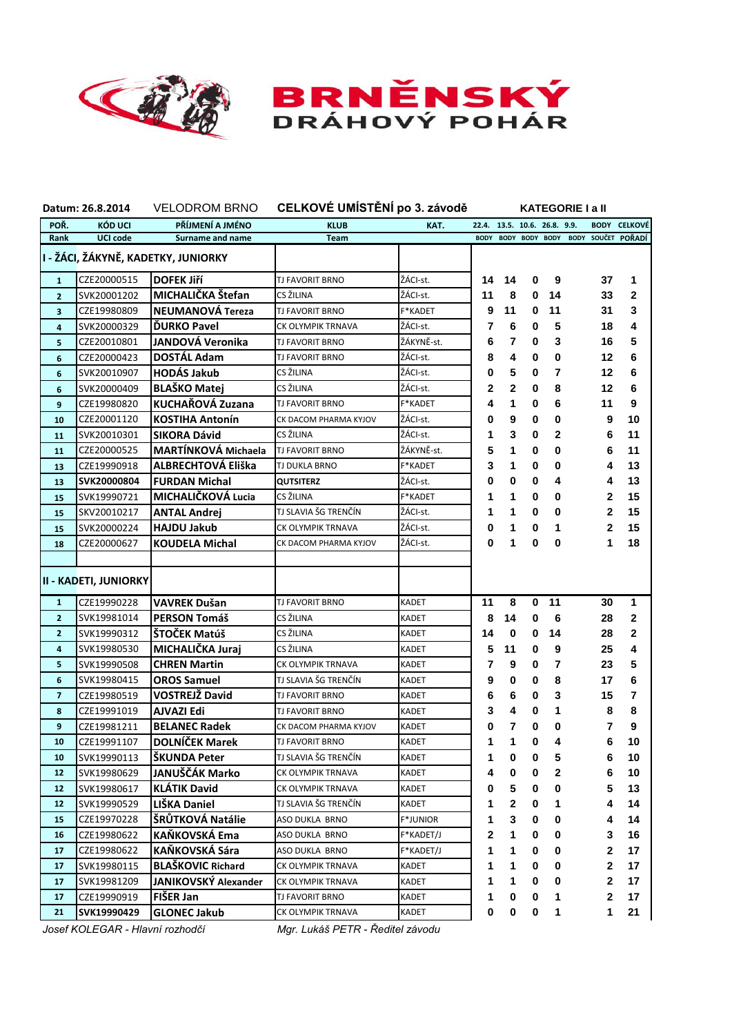# BRNĚNSKÝ DRÁHOVÝ POHÁR

**Datum: 26.8.2014** VELODROM BRNO **CELKOVÉ UMÍSTĚNÍ po 3. závodě** **KATEGORIE I a II**

| POŘ. Rank | KÓD UCI UCI code | PŘÍJMENÍ A JMÉNO Surname and name | KLUB Team | KAT. | 22.4. BODY | 13.5. BODY | 10.6. BODY | 26.8. BODY | 9.9. BODY | BODY SOUČET | CELKOVÉ POŘADÍ |
|---|---|---|---|---|---|---|---|---|---|---|---|
| **I - ŽÁCI, ŽÁKYNĚ, KADETKY, JUNIORKY** | | | | | | | | | | | |
| 1 | CZE20000515 | **DOFEK Jiří** | TJ FAVORIT BRNO | ŽÁCI-st. | 14 | 14 | 0 | 9 | | 37 | 1 |
| 2 | SVK20001202 | **MICHALIČKA Štefan** | CS ŽILINA | ŽÁCI-st. | 11 | 8 | 0 | 14 | | 33 | 2 |
| 3 | CZE19980809 | **NEUMANOVÁ Tereza** | TJ FAVORIT BRNO | F*KADET | 9 | 11 | 0 | 11 | | 31 | 3 |
| 4 | SVK20000329 | **ĎURKO Pavel** | CK OLYMPIK TRNAVA | ŽÁCI-st. | 7 | 6 | 0 | 5 | | 18 | 4 |
| 5 | CZE20010801 | **JANDOVÁ Veronika** | TJ FAVORIT BRNO | ŽÁKYNĚ-st. | 6 | 7 | 0 | 3 | | 16 | 5 |
| 6 | CZE20000423 | **DOSTÁL Adam** | TJ FAVORIT BRNO | ŽÁCI-st. | 8 | 4 | 0 | 0 | | 12 | 6 |
| 6 | SVK20010907 | **HODÁS Jakub** | CS ŽILINA | ŽÁCI-st. | 0 | 5 | 0 | 7 | | 12 | 6 |
| 6 | SVK20000409 | **BLAŠKO Matej** | CS ŽILINA | ŽÁCI-st. | 2 | 2 | 0 | 8 | | 12 | 6 |
| 9 | CZE19980820 | **KUCHAŘOVÁ Zuzana** | TJ FAVORIT BRNO | F*KADET | 4 | 1 | 0 | 6 | | 11 | 9 |
| 10 | CZE20001120 | **KOSTIHA Antonín** | CK DACOM PHARMA KYJOV | ŽÁCI-st. | 0 | 9 | 0 | 0 | | 9 | 10 |
| 11 | SVK20010301 | **SIKORA Dávid** | CS ŽILINA | ŽÁCI-st. | 1 | 3 | 0 | 2 | | 6 | 11 |
| 11 | CZE20000525 | **MARTÍNKOVÁ Michaela** | TJ FAVORIT BRNO | ŽÁKYNĚ-st. | 5 | 1 | 0 | 0 | | 6 | 11 |
| 13 | CZE19990918 | **ALBRECHTOVÁ Eliška** | TJ DUKLA BRNO | F*KADET | 3 | 1 | 0 | 0 | | 4 | 13 |
| 13 | **SVK20000804** | **FURDAN Michal** | **QUTSITERZ** | ŽÁCI-st. | 0 | 0 | 0 | 4 | | 4 | 13 |
| 15 | SVK19990721 | **MICHALIČKOVÁ Lucia** | CS ŽILINA | F*KADET | 1 | 1 | 0 | 0 | | 2 | 15 |
| 15 | SKV20010217 | **ANTAL Andrej** | TJ SLAVIA ŠG TRENČÍN | ŽÁCI-st. | 1 | 1 | 0 | 0 | | 2 | 15 |
| 15 | SVK20000224 | **HAJDU Jakub** | CK OLYMPIK TRNAVA | ŽÁCI-st. | 0 | 1 | 0 | 1 | | 2 | 15 |
| 18 | CZE20000627 | **KOUDELA Michal** | CK DACOM PHARMA KYJOV | ŽÁCI-st. | 0 | 1 | 0 | 0 | | 1 | 18 |
| **II - KADETI, JUNIORKY** | | | | | | | | | | | |
| 1 | CZE19990228 | **VAVREK Dušan** | TJ FAVORIT BRNO | KADET | 11 | 8 | 0 | 11 | | 30 | 1 |
| 2 | SVK19981014 | **PERSON Tomáš** | CS ŽILINA | KADET | 8 | 14 | 0 | 6 | | 28 | 2 |
| 2 | SVK19990312 | **ŠTOČEK Matúš** | CS ŽILINA | KADET | 14 | 0 | 0 | 14 | | 28 | 2 |
| 4 | SVK19980530 | **MICHALIČKA Juraj** | CS ŽILINA | KADET | 5 | 11 | 0 | 9 | | 25 | 4 |
| 5 | SVK19990508 | **CHREN Martin** | CK OLYMPIK TRNAVA | KADET | 7 | 9 | 0 | 7 | | 23 | 5 |
| 6 | SVK19980415 | **OROS Samuel** | TJ SLAVIA ŠG TRENČÍN | KADET | 9 | 0 | 0 | 8 | | 17 | 6 |
| 7 | CZE19980519 | **VOSTREJŽ David** | TJ FAVORIT BRNO | KADET | 6 | 6 | 0 | 3 | | 15 | 7 |
| 8 | CZE19991019 | **AJVAZI Edi** | TJ FAVORIT BRNO | KADET | 3 | 4 | 0 | 1 | | 8 | 8 |
| 9 | CZE19981211 | **BELANEC Radek** | CK DACOM PHARMA KYJOV | KADET | 0 | 7 | 0 | 0 | | 7 | 9 |
| 10 | CZE19991107 | **DOLNÍČEK Marek** | TJ FAVORIT BRNO | KADET | 1 | 1 | 0 | 4 | | 6 | 10 |
| 10 | SVK19990113 | **ŠKUNDA Peter** | TJ SLAVIA ŠG TRENČÍN | KADET | 1 | 0 | 0 | 5 | | 6 | 10 |
| 12 | SVK19980629 | **JANUŠČÁK Marko** | CK OLYMPIK TRNAVA | KADET | 4 | 0 | 0 | 2 | | 6 | 10 |
| 12 | SVK19980617 | **KLÁTIK David** | CK OLYMPIK TRNAVA | KADET | 0 | 5 | 0 | 0 | | 5 | 13 |
| 12 | SVK19990529 | **LIŠKA Daniel** | TJ SLAVIA ŠG TRENČÍN | KADET | 1 | 2 | 0 | 1 | | 4 | 14 |
| 15 | CZE19970228 | **ŠRŮTKOVÁ Natálie** | ASO DUKLA BRNO | F*JUNIOR | 1 | 3 | 0 | 0 | | 4 | 14 |
| 16 | CZE19980622 | **KAŇKOVSKÁ Ema** | ASO DUKLA BRNO | F*KADET/J | 2 | 1 | 0 | 0 | | 3 | 16 |
| 17 | CZE19980622 | **KAŇKOVSKÁ Sára** | ASO DUKLA BRNO | F*KADET/J | 1 | 1 | 0 | 0 | | 2 | 17 |
| 17 | SVK19980115 | **BLAŠKOVIC Richard** | CK OLYMPIK TRNAVA | KADET | 1 | 1 | 0 | 0 | | 2 | 17 |
| 17 | SVK19981209 | **JANIKOVSKÝ Alexander** | CK OLYMPIK TRNAVA | KADET | 1 | 1 | 0 | 0 | | 2 | 17 |
| 17 | CZE19990919 | **FIŠER Jan** | TJ FAVORIT BRNO | KADET | 1 | 0 | 0 | 1 | | 2 | 17 |
| 21 | **SVK19990429** | **GLONEC Jakub** | CK OLYMPIK TRNAVA | KADET | 0 | 0 | 0 | 1 | | 1 | 21 |

*Josef KOLEGAR - Hlavní rozhodčí* *Mgr. Lukáš PETR - Ředitel závodu*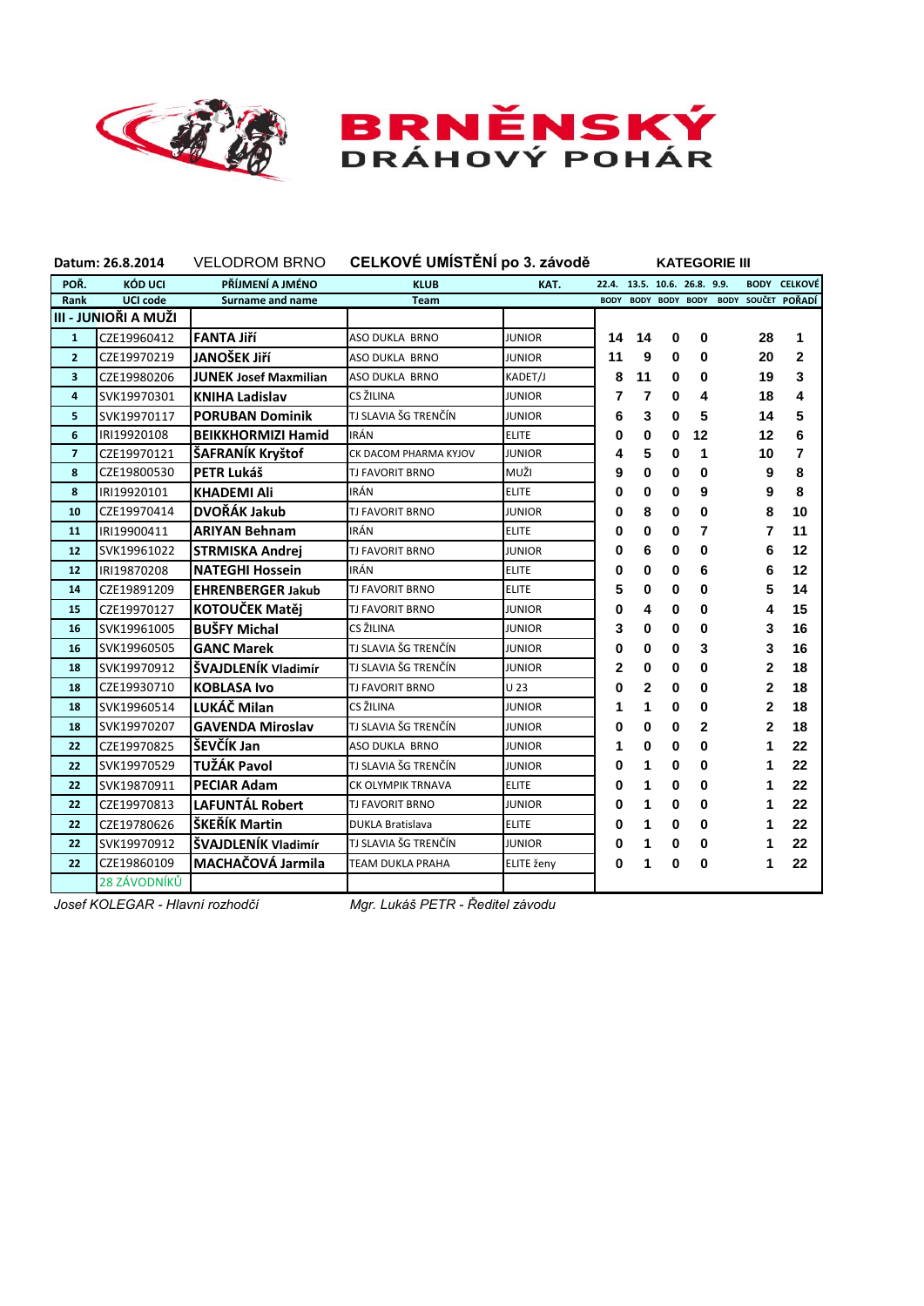# BRNĚNSKÝ DRÁHOVÝ POHÁR

**Datum: 26.8.2014** VELODROM BRNO **CELKOVÉ UMÍSTĚNÍ po 3. závodě** **KATEGORIE III**

| POŘ. Rank | KÓD UCI UCI code | PŘÍJMENÍ A JMÉNO Surname and name | KLUB Team | KAT. | 22.4. BODY | 13.5. BODY | 10.6. BODY | 26.8. BODY | 9.9. BODY | BODY SOUČET | CELKOVÉ POŘADÍ |
|---|---|---|---|---|---|---|---|---|---|---|---|
| **III - JUNIOŘI A MUŽI** | | | | | | | | | | | |
| 1 | CZE19960412 | **FANTA Jiří** | ASO DUKLA BRNO | JUNIOR | 14 | 14 | 0 | 0 | | 28 | 1 |
| 2 | CZE19970219 | **JANOŠEK Jiří** | ASO DUKLA BRNO | JUNIOR | 11 | 9 | 0 | 0 | | 20 | 2 |
| 3 | CZE19980206 | **JUNEK Josef Maxmilian** | ASO DUKLA BRNO | KADET/J | 8 | 11 | 0 | 0 | | 19 | 3 |
| 4 | SVK19970301 | **KNIHA Ladislav** | CS ŽILINA | JUNIOR | 7 | 7 | 0 | 4 | | 18 | 4 |
| 5 | SVK19970117 | **PORUBAN Dominik** | TJ SLAVIA ŠG TRENČÍN | JUNIOR | 6 | 3 | 0 | 5 | | 14 | 5 |
| 6 | IRI19920108 | **BEIKKHORMIZI Hamid** | IRÁN | ELITE | 0 | 0 | 0 | 12 | | 12 | 6 |
| 7 | CZE19970121 | **ŠAFRANÍK Kryštof** | CK DACOM PHARMA KYJOV | JUNIOR | 4 | 5 | 0 | 1 | | 10 | 7 |
| 8 | CZE19800530 | **PETR Lukáš** | TJ FAVORIT BRNO | MUŽI | 9 | 0 | 0 | 0 | | 9 | 8 |
| 8 | IRI19920101 | **KHADEMI Ali** | IRÁN | ELITE | 0 | 0 | 0 | 9 | | 9 | 8 |
| 10 | CZE19970414 | **DVOŘÁK Jakub** | TJ FAVORIT BRNO | JUNIOR | 0 | 8 | 0 | 0 | | 8 | 10 |
| 11 | IRI19900411 | **ARIYAN Behnam** | IRÁN | ELITE | 0 | 0 | 0 | 7 | | 7 | 11 |
| 12 | SVK19961022 | **STRMISKA Andrej** | TJ FAVORIT BRNO | JUNIOR | 0 | 6 | 0 | 0 | | 6 | 12 |
| 12 | IRI19870208 | **NATEGHI Hossein** | IRÁN | ELITE | 0 | 0 | 0 | 6 | | 6 | 12 |
| 14 | CZE19891209 | **EHRENBERGER Jakub** | TJ FAVORIT BRNO | ELITE | 5 | 0 | 0 | 0 | | 5 | 14 |
| 15 | CZE19970127 | **KOTOUČEK Matěj** | TJ FAVORIT BRNO | JUNIOR | 0 | 4 | 0 | 0 | | 4 | 15 |
| 16 | SVK19961005 | **BUŠFY Michal** | CS ŽILINA | JUNIOR | 3 | 0 | 0 | 0 | | 3 | 16 |
| 16 | SVK19960505 | **GANC Marek** | TJ SLAVIA ŠG TRENČÍN | JUNIOR | 0 | 0 | 0 | 3 | | 3 | 16 |
| 18 | SVK19970912 | **ŠVAJDLENÍK Vladimír** | TJ SLAVIA ŠG TRENČÍN | JUNIOR | 2 | 0 | 0 | 0 | | 2 | 18 |
| 18 | CZE19930710 | **KOBLASA Ivo** | TJ FAVORIT BRNO | U 23 | 0 | 2 | 0 | 0 | | 2 | 18 |
| 18 | SVK19960514 | **LUKÁČ Milan** | CS ŽILINA | JUNIOR | 1 | 1 | 0 | 0 | | 2 | 18 |
| 18 | SVK19970207 | **GAVENDA Miroslav** | TJ SLAVIA ŠG TRENČÍN | JUNIOR | 0 | 0 | 0 | 2 | | 2 | 18 |
| 22 | CZE19970825 | **ŠEVČÍK Jan** | ASO DUKLA BRNO | JUNIOR | 1 | 0 | 0 | 0 | | 1 | 22 |
| 22 | SVK19970529 | **TUŽÁK Pavol** | TJ SLAVIA ŠG TRENČÍN | JUNIOR | 0 | 1 | 0 | 0 | | 1 | 22 |
| 22 | SVK19870911 | **PECIAR Adam** | CK OLYMPIK TRNAVA | ELITE | 0 | 1 | 0 | 0 | | 1 | 22 |
| 22 | CZE19970813 | **LAFUNTÁL Robert** | TJ FAVORIT BRNO | JUNIOR | 0 | 1 | 0 | 0 | | 1 | 22 |
| 22 | CZE19780626 | **ŠKEŘÍK Martin** | DUKLA Bratislava | ELITE | 0 | 1 | 0 | 0 | | 1 | 22 |
| 22 | SVK19970912 | **ŠVAJDLENÍK Vladimír** | TJ SLAVIA ŠG TRENČÍN | JUNIOR | 0 | 1 | 0 | 0 | | 1 | 22 |
| 22 | CZE19860109 | **MACHAČOVÁ Jarmila** | TEAM DUKLA PRAHA | ELITE ženy | 0 | 1 | 0 | 0 | | 1 | 22 |
| | 28 ZÁVODNÍKŮ | | | | | | | | | | |

*Josef KOLEGAR - Hlavní rozhodčí* *Mgr. Lukáš PETR - Ředitel závodu*